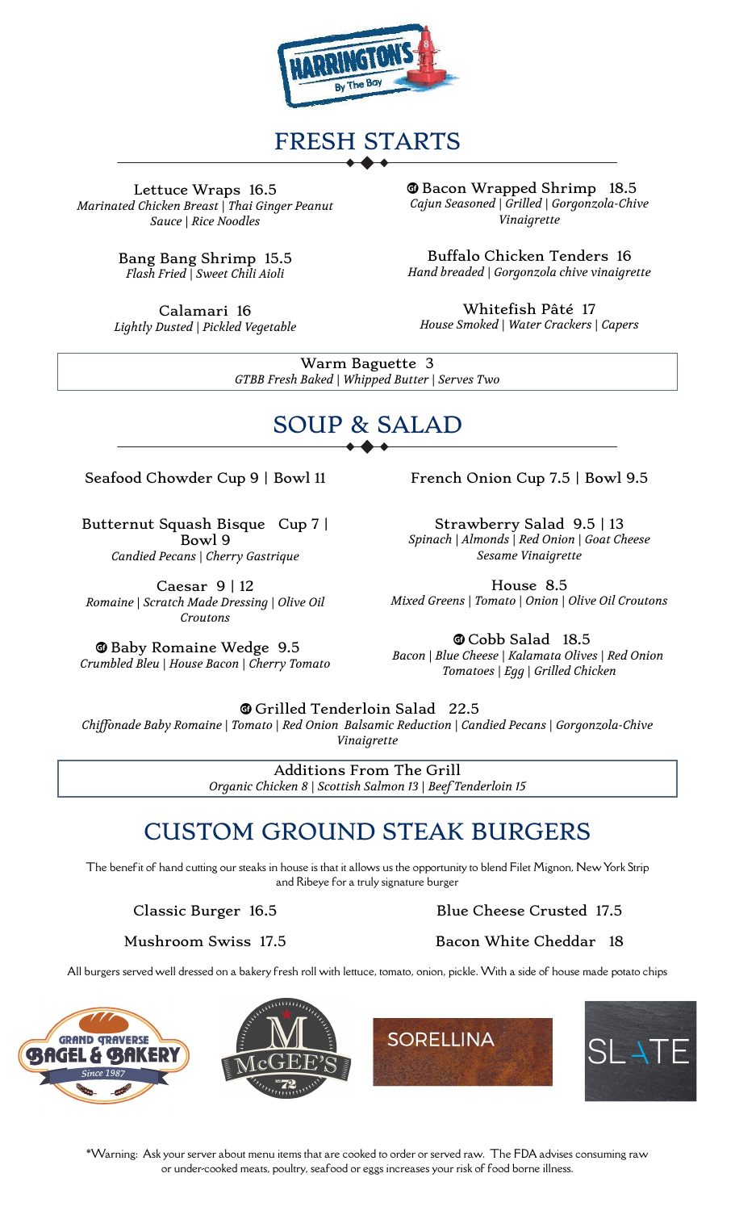HARRINGTON'S By The Bay

# FRESH STARTS

**Lettuce Wraps 16.5**
*Marinated Chicken Breast | Thai Ginger Peanut Sauce | Rice Noodles*

**Bang Bang Shrimp 15.5**
*Flash Fried | Sweet Chili Aioli*

**Calamari 16**
*Lightly Dusted | Pickled Vegetable*

**GF Bacon Wrapped Shrimp 18.5**
*Cajun Seasoned | Grilled | Gorgonzola-Chive Vinaigrette*

**Buffalo Chicken Tenders 16**
*Hand breaded | Gorgonzola chive vinaigrette*

**Whitefish Pâté 17**
*House Smoked | Water Crackers | Capers*

**Warm Baguette 3**
*GTBB Fresh Baked | Whipped Butter | Serves Two*

# SOUP & SALAD

**Seafood Chowder Cup 9 | Bowl 11**

**Butternut Squash Bisque Cup 7 | Bowl 9**
*Candied Pecans | Cherry Gastrique*

**Caesar 9 | 12**
*Romaine | Scratch Made Dressing | Olive Oil Croutons*

**GF Baby Romaine Wedge 9.5**
*Crumbled Bleu | House Bacon | Cherry Tomato*

**French Onion Cup 7.5 | Bowl 9.5**

**Strawberry Salad 9.5 | 13**
*Spinach | Almonds | Red Onion | Goat Cheese Sesame Vinaigrette*

**House 8.5**
*Mixed Greens | Tomato | Onion | Olive Oil Croutons*

**GF Cobb Salad 18.5**
*Bacon | Blue Cheese | Kalamata Olives | Red Onion Tomatoes | Egg | Grilled Chicken*

**GF Grilled Tenderloin Salad 22.5**
*Chiffonade Baby Romaine | Tomato | Red Onion Balsamic Reduction | Candied Pecans | Gorgonzola-Chive Vinaigrette*

**Additions From The Grill**
*Organic Chicken 8 | Scottish Salmon 13 | Beef Tenderloin 15*

# CUSTOM GROUND STEAK BURGERS

The benefit of hand cutting our steaks in house is that it allows us the opportunity to blend Filet Mignon, New York Strip and Ribeye for a truly signature burger

**Classic Burger 16.5**

**Mushroom Swiss 17.5**

**Blue Cheese Crusted 17.5**

**Bacon White Cheddar 18**

All burgers served well dressed on a bakery fresh roll with lettuce, tomato, onion, pickle. With a side of house made potato chips

GRAND TRAVERSE BAGEL & BAKERY Since 1987 | McGEE'S No. 72 | SORELLINA | SLATE

*Warning: Ask your server about menu items that are cooked to order or served raw. The FDA advises consuming raw or under-cooked meats, poultry, seafood or eggs increases your risk of food borne illness.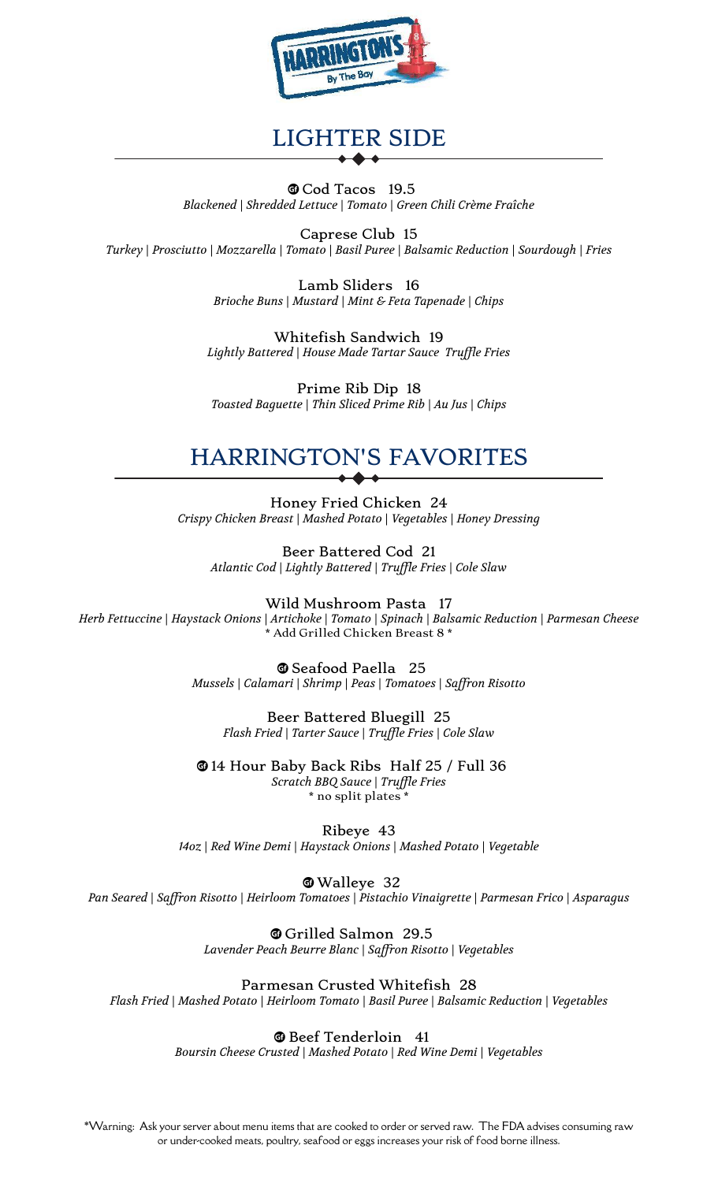# LIGHTER SIDE

**GF Cod Tacos 19.5**
*Blackened | Shredded Lettuce | Tomato | Green Chili Crème Fraîche*

**Caprese Club 15**
*Turkey | Prosciutto | Mozzarella | Tomato | Basil Puree | Balsamic Reduction | Sourdough | Fries*

**Lamb Sliders 16**
*Brioche Buns | Mustard | Mint & Feta Tapenade | Chips*

**Whitefish Sandwich 19**
*Lightly Battered | House Made Tartar Sauce Truffle Fries*

**Prime Rib Dip 18**
*Toasted Baguette | Thin Sliced Prime Rib | Au Jus | Chips*

# HARRINGTON'S FAVORITES

**Honey Fried Chicken 24**
*Crispy Chicken Breast | Mashed Potato | Vegetables | Honey Dressing*

**Beer Battered Cod 21**
*Atlantic Cod | Lightly Battered | Truffle Fries | Cole Slaw*

**Wild Mushroom Pasta 17**
*Herb Fettuccine | Haystack Onions | Artichoke | Tomato | Spinach | Balsamic Reduction | Parmesan Cheese*
* Add Grilled Chicken Breast 8 *

**GF Seafood Paella 25**
*Mussels | Calamari | Shrimp | Peas | Tomatoes | Saffron Risotto*

**Beer Battered Bluegill 25**
*Flash Fried | Tarter Sauce | Truffle Fries | Cole Slaw*

**GF 14 Hour Baby Back Ribs Half 25 / Full 36**
*Scratch BBQ Sauce | Truffle Fries*
* no split plates *

**Ribeye 43**
*14oz | Red Wine Demi | Haystack Onions | Mashed Potato | Vegetable*

**GF Walleye 32**
*Pan Seared | Saffron Risotto | Heirloom Tomatoes | Pistachio Vinaigrette | Parmesan Frico | Asparagus*

**GF Grilled Salmon 29.5**
*Lavender Peach Beurre Blanc | Saffron Risotto | Vegetables*

**Parmesan Crusted Whitefish 28**
*Flash Fried | Mashed Potato | Heirloom Tomato | Basil Puree | Balsamic Reduction | Vegetables*

**GF Beef Tenderloin 41**
*Boursin Cheese Crusted | Mashed Potato | Red Wine Demi | Vegetables*

*Warning: Ask your server about menu items that are cooked to order or served raw. The FDA advises consuming raw or under-cooked meats, poultry, seafood or eggs increases your risk of food borne illness.